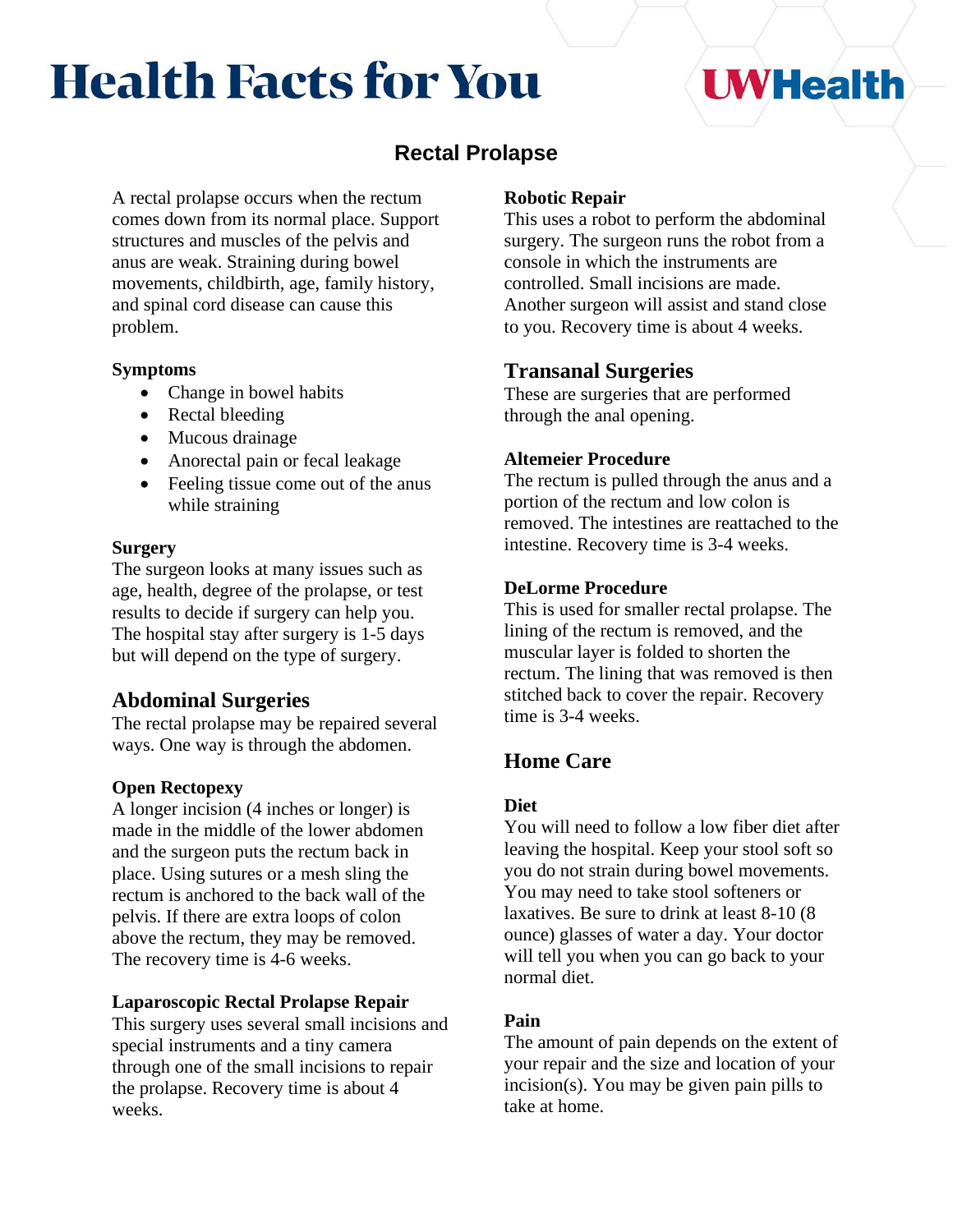# Health Facts for You

UWHealth

## Rectal Prolapse

A rectal prolapse occurs when the rectum comes down from its normal place. Support structures and muscles of the pelvis and anus are weak. Straining during bowel movements, childbirth, age, family history, and spinal cord disease can cause this problem.

**Symptoms**

- Change in bowel habits
- Rectal bleeding
- Mucous drainage
- Anorectal pain or fecal leakage
- Feeling tissue come out of the anus while straining

**Surgery**

The surgeon looks at many issues such as age, health, degree of the prolapse, or test results to decide if surgery can help you. The hospital stay after surgery is 1-5 days but will depend on the type of surgery.

### Abdominal Surgeries

The rectal prolapse may be repaired several ways. One way is through the abdomen.

**Open Rectopexy**

A longer incision (4 inches or longer) is made in the middle of the lower abdomen and the surgeon puts the rectum back in place. Using sutures or a mesh sling the rectum is anchored to the back wall of the pelvis. If there are extra loops of colon above the rectum, they may be removed. The recovery time is 4-6 weeks.

**Laparoscopic Rectal Prolapse Repair**

This surgery uses several small incisions and special instruments and a tiny camera through one of the small incisions to repair the prolapse. Recovery time is about 4 weeks.

**Robotic Repair**

This uses a robot to perform the abdominal surgery. The surgeon runs the robot from a console in which the instruments are controlled. Small incisions are made. Another surgeon will assist and stand close to you. Recovery time is about 4 weeks.

### Transanal Surgeries

These are surgeries that are performed through the anal opening.

**Altemeier Procedure**

The rectum is pulled through the anus and a portion of the rectum and low colon is removed. The intestines are reattached to the intestine. Recovery time is 3-4 weeks.

**DeLorme Procedure**

This is used for smaller rectal prolapse. The lining of the rectum is removed, and the muscular layer is folded to shorten the rectum. The lining that was removed is then stitched back to cover the repair. Recovery time is 3-4 weeks.

### Home Care

**Diet**

You will need to follow a low fiber diet after leaving the hospital. Keep your stool soft so you do not strain during bowel movements. You may need to take stool softeners or laxatives. Be sure to drink at least 8-10 (8 ounce) glasses of water a day. Your doctor will tell you when you can go back to your normal diet.

**Pain**

The amount of pain depends on the extent of your repair and the size and location of your incision(s). You may be given pain pills to take at home.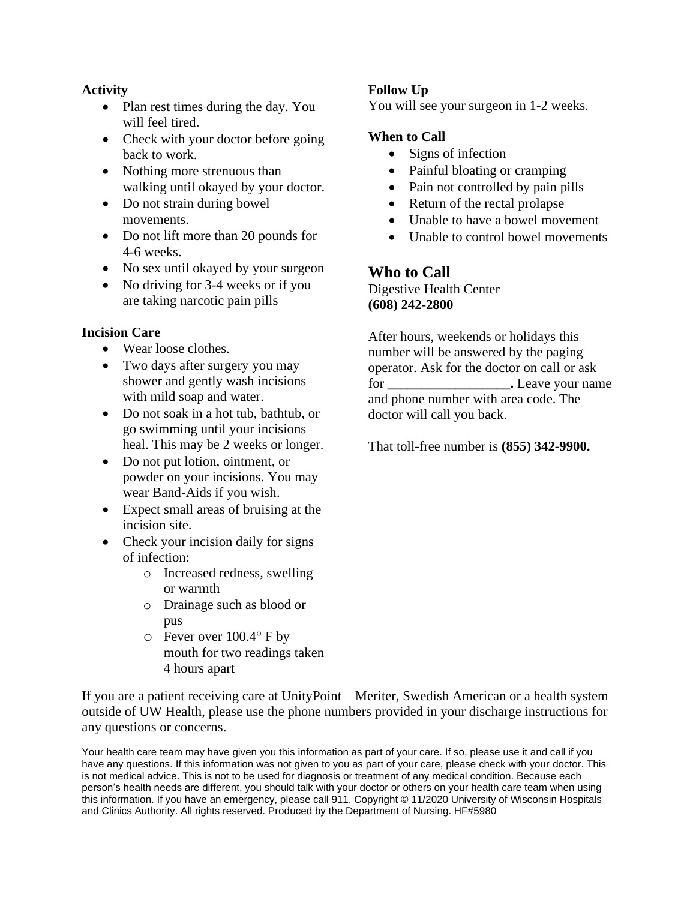**Activity**

- Plan rest times during the day. You will feel tired.
- Check with your doctor before going back to work.
- Nothing more strenuous than walking until okayed by your doctor.
- Do not strain during bowel movements.
- Do not lift more than 20 pounds for 4-6 weeks.
- No sex until okayed by your surgeon
- No driving for 3-4 weeks or if you are taking narcotic pain pills

**Incision Care**

- Wear loose clothes.
- Two days after surgery you may shower and gently wash incisions with mild soap and water.
- Do not soak in a hot tub, bathtub, or go swimming until your incisions heal. This may be 2 weeks or longer.
- Do not put lotion, ointment, or powder on your incisions. You may wear Band-Aids if you wish.
- Expect small areas of bruising at the incision site.
- Check your incision daily for signs of infection:
  - Increased redness, swelling or warmth
  - Drainage such as blood or pus
  - Fever over 100.4° F by mouth for two readings taken 4 hours apart

**Follow Up**

You will see your surgeon in 1-2 weeks.

**When to Call**

- Signs of infection
- Painful bloating or cramping
- Pain not controlled by pain pills
- Return of the rectal prolapse
- Unable to have a bowel movement
- Unable to control bowel movements

## Who to Call

Digestive Health Center
**(608) 242-2800**

After hours, weekends or holidays this number will be answered by the paging operator. Ask for the doctor on call or ask for **__________________.** Leave your name and phone number with area code. The doctor will call you back.

That toll-free number is **(855) 342-9900.**

If you are a patient receiving care at UnityPoint – Meriter, Swedish American or a health system outside of UW Health, please use the phone numbers provided in your discharge instructions for any questions or concerns.

Your health care team may have given you this information as part of your care. If so, please use it and call if you have any questions. If this information was not given to you as part of your care, please check with your doctor. This is not medical advice. This is not to be used for diagnosis or treatment of any medical condition. Because each person's health needs are different, you should talk with your doctor or others on your health care team when using this information. If you have an emergency, please call 911. Copyright © 11/2020 University of Wisconsin Hospitals and Clinics Authority. All rights reserved. Produced by the Department of Nursing. HF#5980